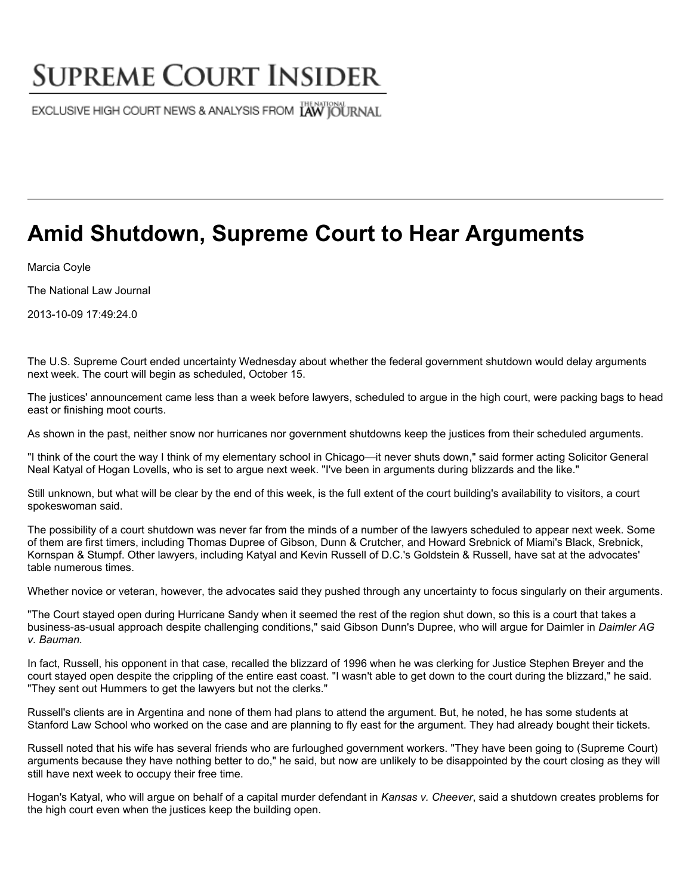# SUPREME COURT INSIDER

EXCLUSIVE HIGH COURT NEWS & ANALYSIS FROM THE NATIONAL LAW JOURNAL

---

## Amid Shutdown, Supreme Court to Hear Arguments

Marcia Coyle

The National Law Journal

2013-10-09 17:49:24.0

The U.S. Supreme Court ended uncertainty Wednesday about whether the federal government shutdown would delay arguments next week. The court will begin as scheduled, October 15.

The justices' announcement came less than a week before lawyers, scheduled to argue in the high court, were packing bags to head east or finishing moot courts.

As shown in the past, neither snow nor hurricanes nor government shutdowns keep the justices from their scheduled arguments.

"I think of the court the way I think of my elementary school in Chicago—it never shuts down," said former acting Solicitor General Neal Katyal of Hogan Lovells, who is set to argue next week. "I've been in arguments during blizzards and the like."

Still unknown, but what will be clear by the end of this week, is the full extent of the court building's availability to visitors, a court spokeswoman said.

The possibility of a court shutdown was never far from the minds of a number of the lawyers scheduled to appear next week. Some of them are first timers, including Thomas Dupree of Gibson, Dunn & Crutcher, and Howard Srebnick of Miami's Black, Srebnick, Kornspan & Stumpf. Other lawyers, including Katyal and Kevin Russell of D.C.'s Goldstein & Russell, have sat at the advocates' table numerous times.

Whether novice or veteran, however, the advocates said they pushed through any uncertainty to focus singularly on their arguments.

"The Court stayed open during Hurricane Sandy when it seemed the rest of the region shut down, so this is a court that takes a business-as-usual approach despite challenging conditions," said Gibson Dunn's Dupree, who will argue for Daimler in *Daimler AG v. Bauman.*

In fact, Russell, his opponent in that case, recalled the blizzard of 1996 when he was clerking for Justice Stephen Breyer and the court stayed open despite the crippling of the entire east coast. "I wasn't able to get down to the court during the blizzard," he said. "They sent out Hummers to get the lawyers but not the clerks."

Russell's clients are in Argentina and none of them had plans to attend the argument. But, he noted, he has some students at Stanford Law School who worked on the case and are planning to fly east for the argument. They had already bought their tickets.

Russell noted that his wife has several friends who are furloughed government workers. "They have been going to (Supreme Court) arguments because they have nothing better to do," he said, but now are unlikely to be disappointed by the court closing as they will still have next week to occupy their free time.

Hogan's Katyal, who will argue on behalf of a capital murder defendant in *Kansas v. Cheever*, said a shutdown creates problems for the high court even when the justices keep the building open.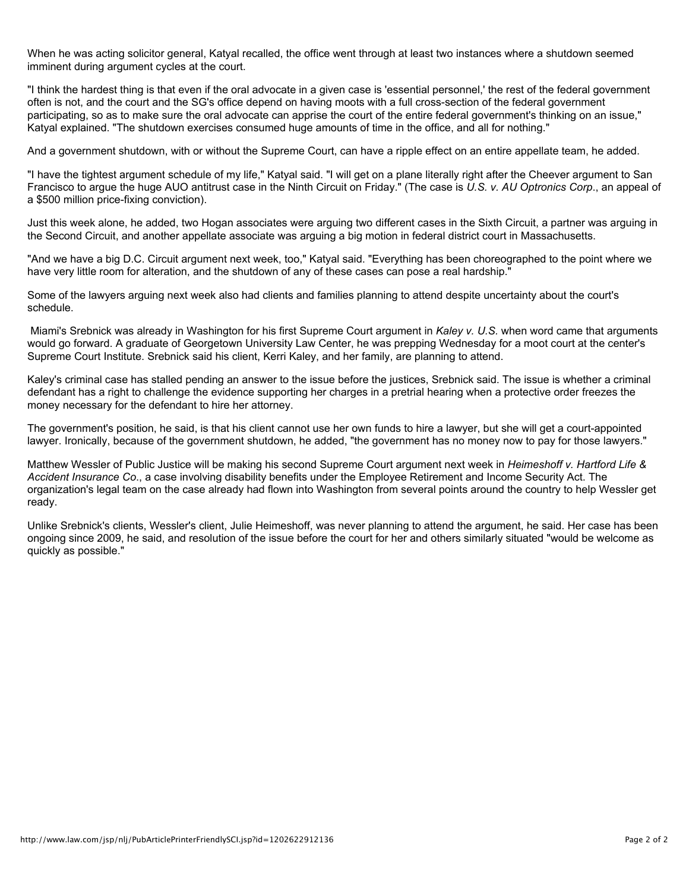When he was acting solicitor general, Katyal recalled, the office went through at least two instances where a shutdown seemed imminent during argument cycles at the court.

"I think the hardest thing is that even if the oral advocate in a given case is 'essential personnel,' the rest of the federal government often is not, and the court and the SG's office depend on having moots with a full cross-section of the federal government participating, so as to make sure the oral advocate can apprise the court of the entire federal government's thinking on an issue," Katyal explained. "The shutdown exercises consumed huge amounts of time in the office, and all for nothing."

And a government shutdown, with or without the Supreme Court, can have a ripple effect on an entire appellate team, he added.

"I have the tightest argument schedule of my life," Katyal said. "I will get on a plane literally right after the Cheever argument to San Francisco to argue the huge AUO antitrust case in the Ninth Circuit on Friday." (The case is *U.S. v. AU Optronics Corp*., an appeal of a $500 million price-fixing conviction).

Just this week alone, he added, two Hogan associates were arguing two different cases in the Sixth Circuit, a partner was arguing in the Second Circuit, and another appellate associate was arguing a big motion in federal district court in Massachusetts.

"And we have a big D.C. Circuit argument next week, too," Katyal said. "Everything has been choreographed to the point where we have very little room for alteration, and the shutdown of any of these cases can pose a real hardship."

Some of the lawyers arguing next week also had clients and families planning to attend despite uncertainty about the court's schedule.

Miami's Srebnick was already in Washington for his first Supreme Court argument in *Kaley v. U.S.* when word came that arguments would go forward. A graduate of Georgetown University Law Center, he was prepping Wednesday for a moot court at the center's Supreme Court Institute. Srebnick said his client, Kerri Kaley, and her family, are planning to attend.

Kaley's criminal case has stalled pending an answer to the issue before the justices, Srebnick said. The issue is whether a criminal defendant has a right to challenge the evidence supporting her charges in a pretrial hearing when a protective order freezes the money necessary for the defendant to hire her attorney.

The government's position, he said, is that his client cannot use her own funds to hire a lawyer, but she will get a court-appointed lawyer. Ironically, because of the government shutdown, he added, "the government has no money now to pay for those lawyers."

Matthew Wessler of Public Justice will be making his second Supreme Court argument next week in *Heimeshoff v. Hartford Life & Accident Insurance Co*., a case involving disability benefits under the Employee Retirement and Income Security Act. The organization's legal team on the case already had flown into Washington from several points around the country to help Wessler get ready.

Unlike Srebnick's clients, Wessler's client, Julie Heimeshoff, was never planning to attend the argument, he said. Her case has been ongoing since 2009, he said, and resolution of the issue before the court for her and others similarly situated "would be welcome as quickly as possible."